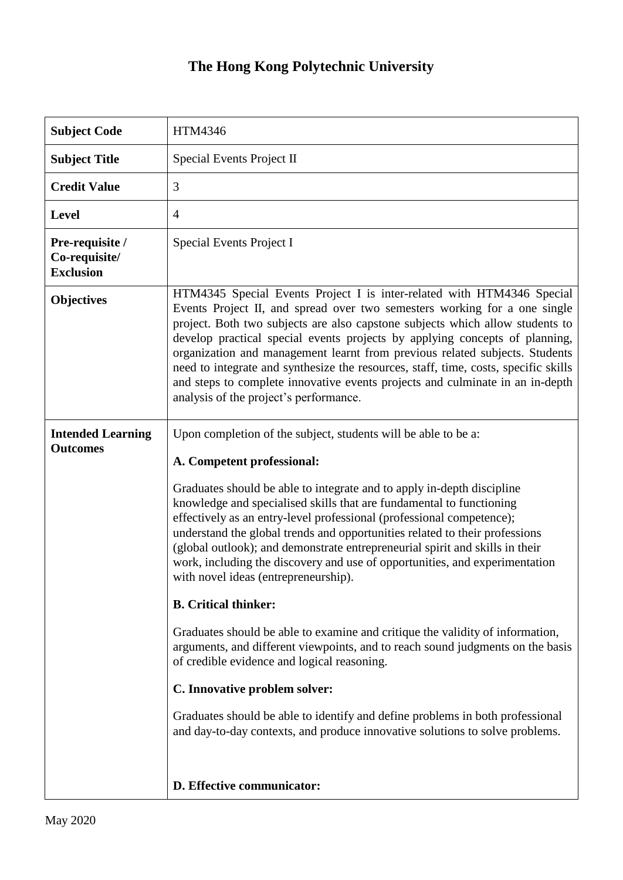# The Hong Kong Polytechnic University

| **Subject Code** | HTM4346 |
|---|---|
| **Subject Title** | Special Events Project II |
| **Credit Value** | 3 |
| **Level** | 4 |
| **Pre-requisite / Co-requisite/ Exclusion** | Special Events Project I |
| **Objectives** | HTM4345 Special Events Project I is inter-related with HTM4346 Special Events Project II, and spread over two semesters working for a one single project. Both two subjects are also capstone subjects which allow students to develop practical special events projects by applying concepts of planning, organization and management learnt from previous related subjects. Students need to integrate and synthesize the resources, staff, time, costs, specific skills and steps to complete innovative events projects and culminate in an in-depth analysis of the project's performance. |
| **Intended Learning Outcomes** | Upon completion of the subject, students will be able to be a:<br><br>**A. Competent professional:**<br><br>Graduates should be able to integrate and to apply in-depth discipline knowledge and specialised skills that are fundamental to functioning effectively as an entry-level professional (professional competence); understand the global trends and opportunities related to their professions (global outlook); and demonstrate entrepreneurial spirit and skills in their work, including the discovery and use of opportunities, and experimentation with novel ideas (entrepreneurship).<br><br>**B. Critical thinker:**<br><br>Graduates should be able to examine and critique the validity of information, arguments, and different viewpoints, and to reach sound judgments on the basis of credible evidence and logical reasoning.<br><br>**C. Innovative problem solver:**<br><br>Graduates should be able to identify and define problems in both professional and day-to-day contexts, and produce innovative solutions to solve problems.<br><br>**D. Effective communicator:** |

May 2020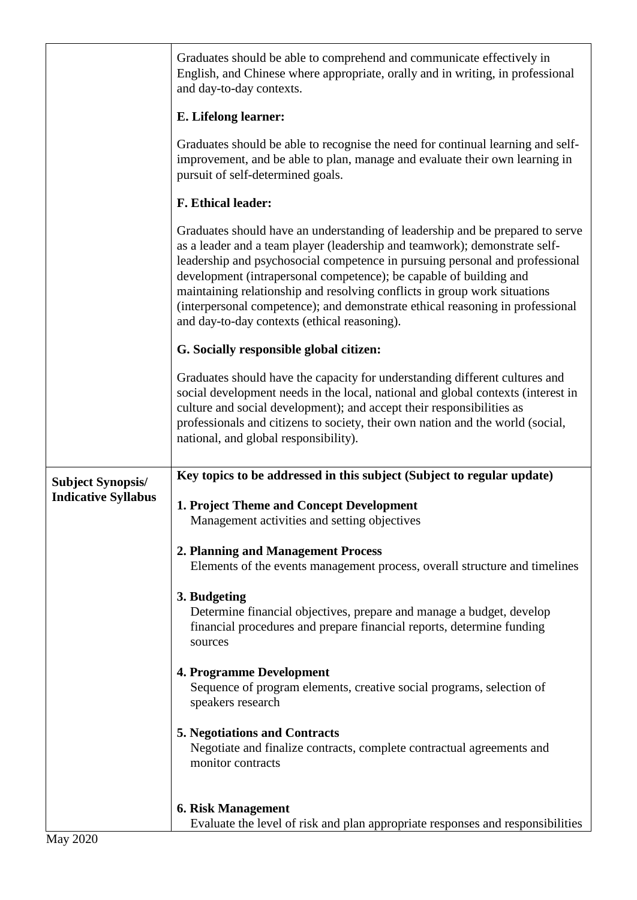| | |
|---|---|
| | Graduates should be able to comprehend and communicate effectively in English, and Chinese where appropriate, orally and in writing, in professional and day-to-day contexts.<br><br>**E. Lifelong learner:**<br><br>Graduates should be able to recognise the need for continual learning and self-improvement, and be able to plan, manage and evaluate their own learning in pursuit of self-determined goals.<br><br>**F. Ethical leader:**<br><br>Graduates should have an understanding of leadership and be prepared to serve as a leader and a team player (leadership and teamwork); demonstrate self-leadership and psychosocial competence in pursuing personal and professional development (intrapersonal competence); be capable of building and maintaining relationship and resolving conflicts in group work situations (interpersonal competence); and demonstrate ethical reasoning in professional and day-to-day contexts (ethical reasoning).<br><br>**G. Socially responsible global citizen:**<br><br>Graduates should have the capacity for understanding different cultures and social development needs in the local, national and global contexts (interest in culture and social development); and accept their responsibilities as professionals and citizens to society, their own nation and the world (social, national, and global responsibility). |
| **Subject Synopsis/ Indicative Syllabus** | **Key topics to be addressed in this subject (Subject to regular update)**<br><br>**1. Project Theme and Concept Development**<br>Management activities and setting objectives<br><br>**2. Planning and Management Process**<br>Elements of the events management process, overall structure and timelines<br><br>**3. Budgeting**<br>Determine financial objectives, prepare and manage a budget, develop financial procedures and prepare financial reports, determine funding sources<br><br>**4. Programme Development**<br>Sequence of program elements, creative social programs, selection of speakers research<br><br>**5. Negotiations and Contracts**<br>Negotiate and finalize contracts, complete contractual agreements and monitor contracts<br><br>**6. Risk Management**<br>Evaluate the level of risk and plan appropriate responses and responsibilities |

May 2020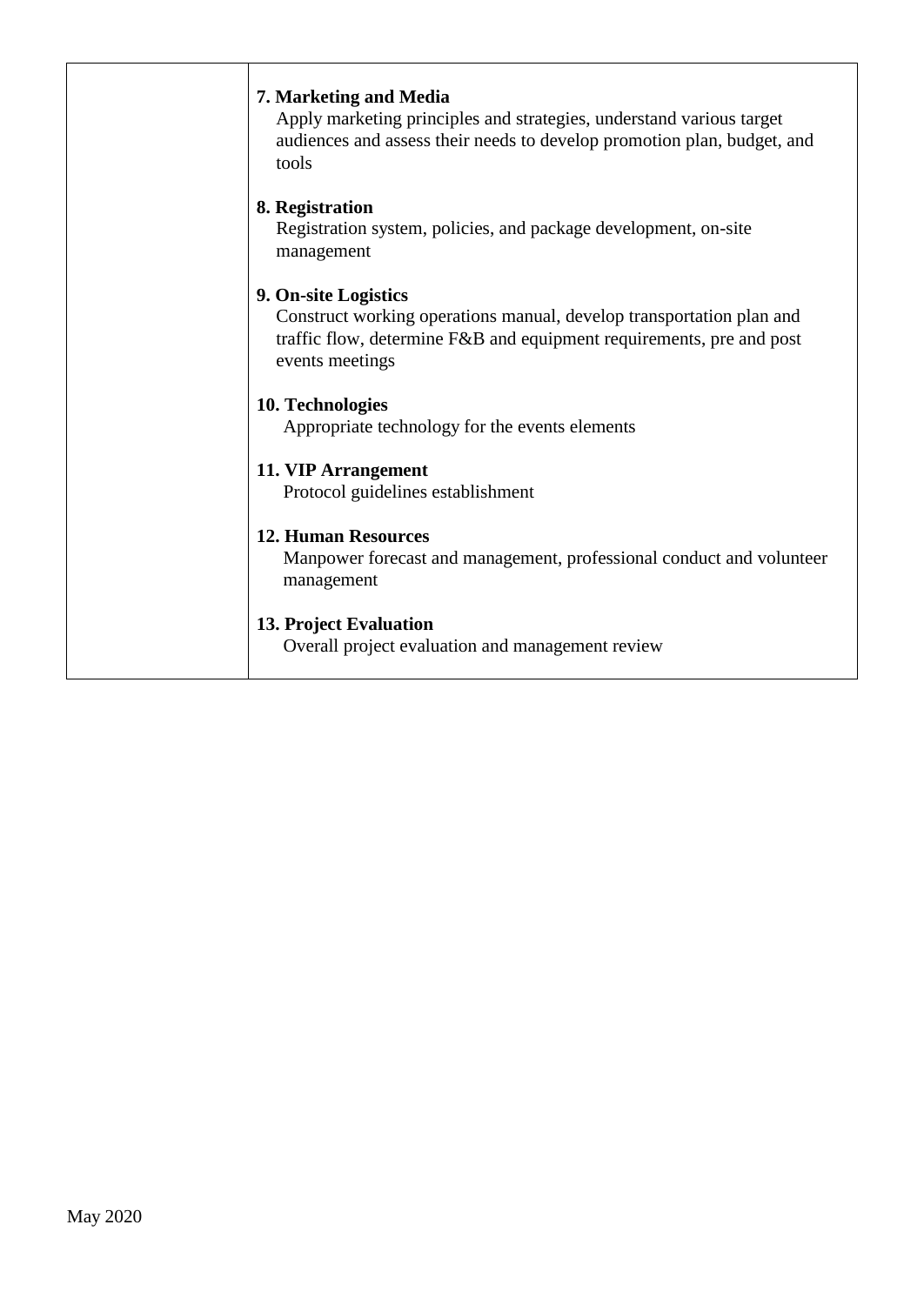| | |
|---|---|
| | **7. Marketing and Media**<br>Apply marketing principles and strategies, understand various target audiences and assess their needs to develop promotion plan, budget, and tools<br><br>**8. Registration**<br>Registration system, policies, and package development, on-site management<br><br>**9. On-site Logistics**<br>Construct working operations manual, develop transportation plan and traffic flow, determine F&B and equipment requirements, pre and post events meetings<br><br>**10. Technologies**<br>Appropriate technology for the events elements<br><br>**11. VIP Arrangement**<br>Protocol guidelines establishment<br><br>**12. Human Resources**<br>Manpower forecast and management, professional conduct and volunteer management<br><br>**13. Project Evaluation**<br>Overall project evaluation and management review |

May 2020